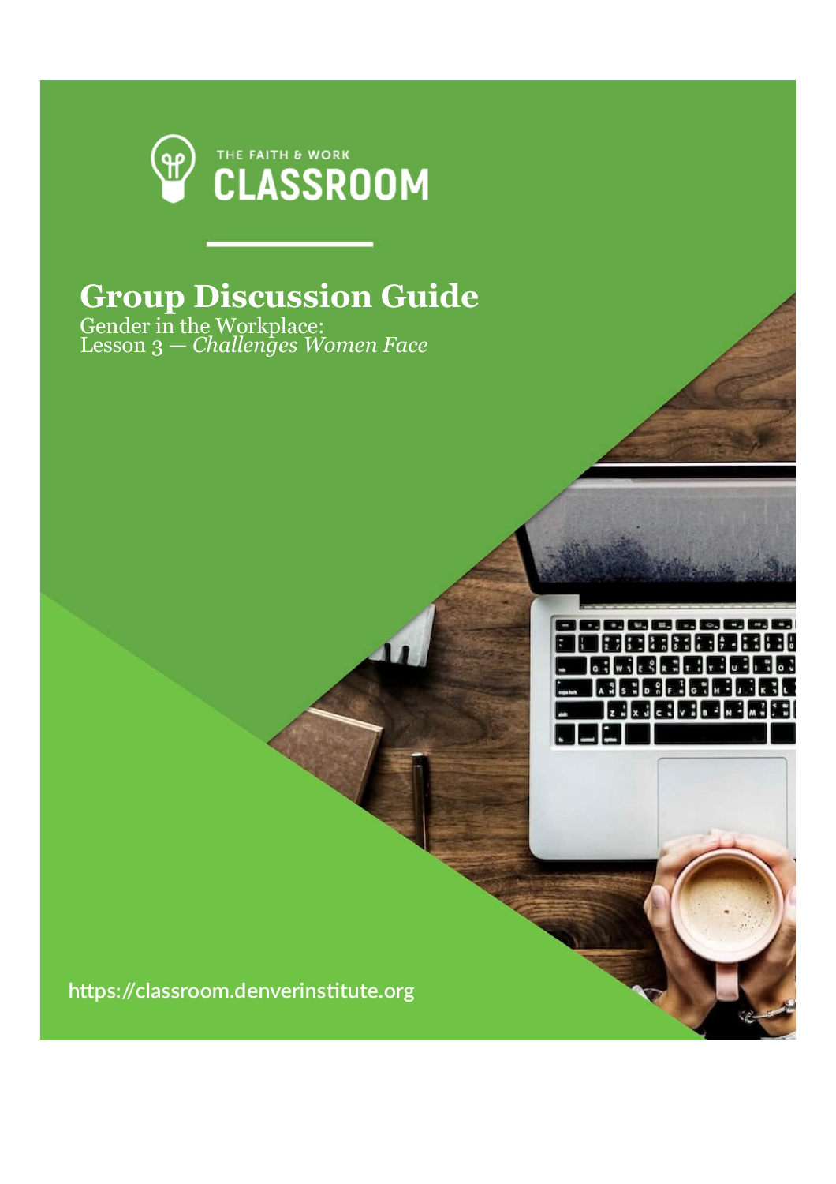THE FAITH & WORK

CLASSROOM

# Group Discussion Guide

Gender in the Workplace:
Lesson 3 — *Challenges Women Face*

https://classroom.denverinstitute.org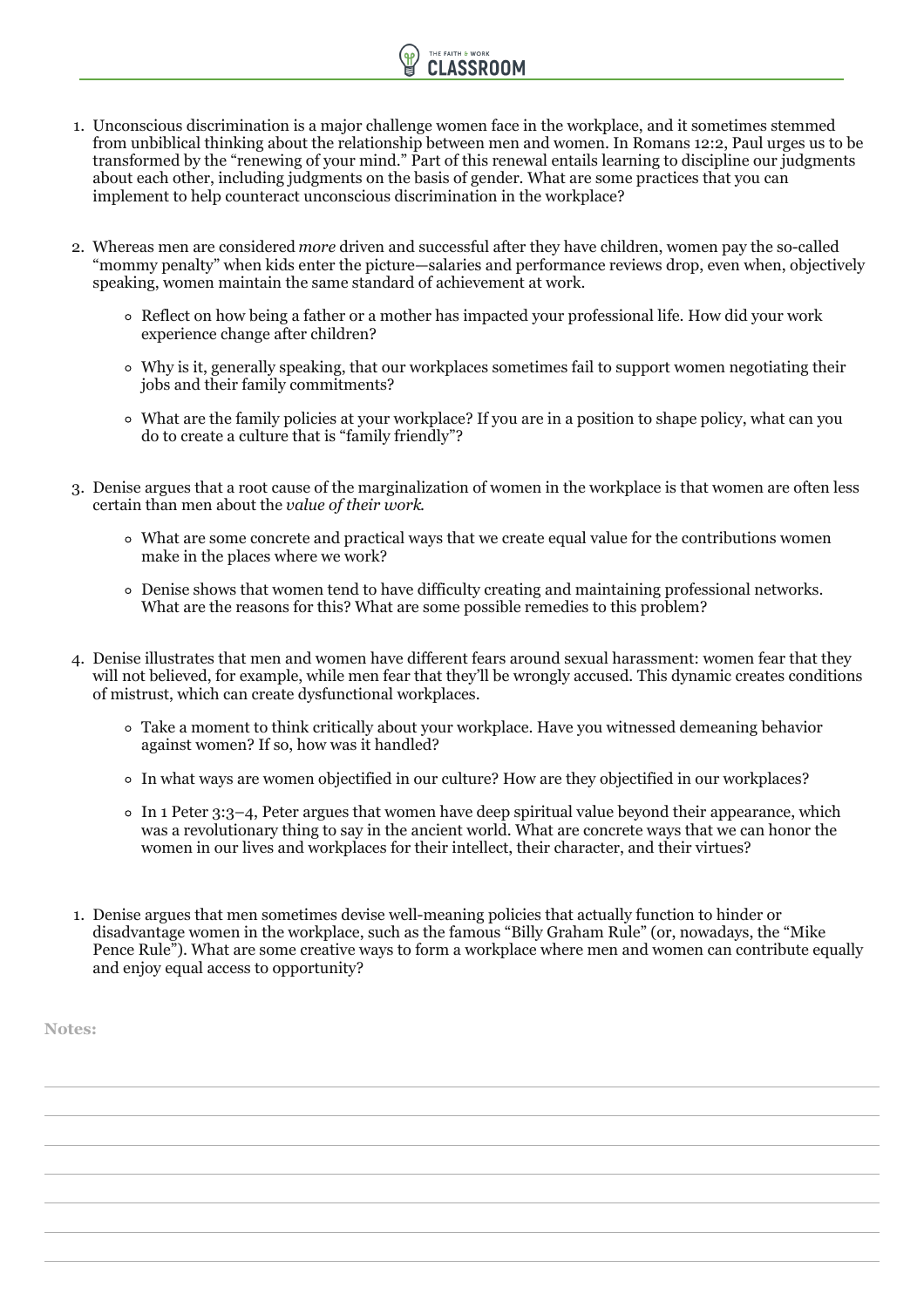1. Unconscious discrimination is a major challenge women face in the workplace, and it sometimes stemmed from unbiblical thinking about the relationship between men and women. In Romans 12:2, Paul urges us to be transformed by the "renewing of your mind." Part of this renewal entails learning to discipline our judgments about each other, including judgments on the basis of gender. What are some practices that you can implement to help counteract unconscious discrimination in the workplace?

2. Whereas men are considered *more* driven and successful after they have children, women pay the so-called "mommy penalty" when kids enter the picture—salaries and performance reviews drop, even when, objectively speaking, women maintain the same standard of achievement at work.

   - Reflect on how being a father or a mother has impacted your professional life. How did your work experience change after children?
   - Why is it, generally speaking, that our workplaces sometimes fail to support women negotiating their jobs and their family commitments?
   - What are the family policies at your workplace? If you are in a position to shape policy, what can you do to create a culture that is "family friendly"?

3. Denise argues that a root cause of the marginalization of women in the workplace is that women are often less certain than men about the *value of their work.*

   - What are some concrete and practical ways that we create equal value for the contributions women make in the places where we work?
   - Denise shows that women tend to have difficulty creating and maintaining professional networks. What are the reasons for this? What are some possible remedies to this problem?

4. Denise illustrates that men and women have different fears around sexual harassment: women fear that they will not believed, for example, while men fear that they'll be wrongly accused. This dynamic creates conditions of mistrust, which can create dysfunctional workplaces.

   - Take a moment to think critically about your workplace. Have you witnessed demeaning behavior against women? If so, how was it handled?
   - In what ways are women objectified in our culture? How are they objectified in our workplaces?
   - In 1 Peter 3:3–4, Peter argues that women have deep spiritual value beyond their appearance, which was a revolutionary thing to say in the ancient world. What are concrete ways that we can honor the women in our lives and workplaces for their intellect, their character, and their virtues?

1. Denise argues that men sometimes devise well-meaning policies that actually function to hinder or disadvantage women in the workplace, such as the famous "Billy Graham Rule" (or, nowadays, the "Mike Pence Rule"). What are some creative ways to form a workplace where men and women can contribute equally and enjoy equal access to opportunity?

**Notes:**